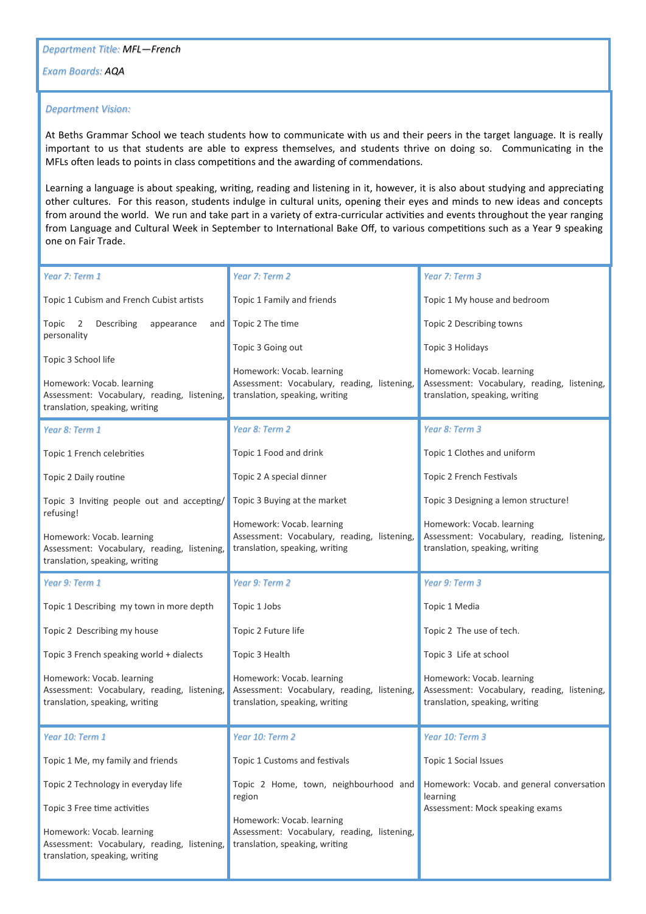*Department Title:* *MFL—French*

*Exam Boards:* *AQA*

*Department Vision:*

At Beths Grammar School we teach students how to communicate with us and their peers in the target language. It is really important to us that students are able to express themselves, and students thrive on doing so. Communicating in the MFLs often leads to points in class competitions and the awarding of commendations.

Learning a language is about speaking, writing, reading and listening in it, however, it is also about studying and appreciating other cultures. For this reason, students indulge in cultural units, opening their eyes and minds to new ideas and concepts from around the world. We run and take part in a variety of extra-curricular activities and events throughout the year ranging from Language and Cultural Week in September to International Bake Off, to various competitions such as a Year 9 speaking one on Fair Trade.

| | | |
|---|---|---|
| *Year 7: Term 1*<br><br>Topic 1 Cubism and French Cubist artists<br><br>Topic 2 Describing appearance and personality<br><br>Topic 3 School life<br><br>Homework: Vocab. learning<br>Assessment: Vocabulary, reading, listening, translation, speaking, writing | *Year 7: Term 2*<br><br>Topic 1 Family and friends<br><br>Topic 2 The time<br><br>Topic 3 Going out<br><br>Homework: Vocab. learning<br>Assessment: Vocabulary, reading, listening, translation, speaking, writing | *Year 7: Term 3*<br><br>Topic 1 My house and bedroom<br><br>Topic 2 Describing towns<br><br>Topic 3 Holidays<br><br>Homework: Vocab. learning<br>Assessment: Vocabulary, reading, listening, translation, speaking, writing |
| *Year 8: Term 1*<br><br>Topic 1 French celebrities<br><br>Topic 2 Daily routine<br><br>Topic 3 Inviting people out and accepting/ refusing!<br><br>Homework: Vocab. learning<br>Assessment: Vocabulary, reading, listening, translation, speaking, writing | *Year 8: Term 2*<br><br>Topic 1 Food and drink<br><br>Topic 2 A special dinner<br><br>Topic 3 Buying at the market<br><br>Homework: Vocab. learning<br>Assessment: Vocabulary, reading, listening, translation, speaking, writing | *Year 8: Term 3*<br><br>Topic 1 Clothes and uniform<br><br>Topic 2 French Festivals<br><br>Topic 3 Designing a lemon structure!<br><br>Homework: Vocab. learning<br>Assessment: Vocabulary, reading, listening, translation, speaking, writing |
| *Year 9: Term 1*<br><br>Topic 1 Describing my town in more depth<br><br>Topic 2 Describing my house<br><br>Topic 3 French speaking world + dialects<br><br>Homework: Vocab. learning<br>Assessment: Vocabulary, reading, listening, translation, speaking, writing | *Year 9: Term 2*<br><br>Topic 1 Jobs<br><br>Topic 2 Future life<br><br>Topic 3 Health<br><br>Homework: Vocab. learning<br>Assessment: Vocabulary, reading, listening, translation, speaking, writing | *Year 9: Term 3*<br><br>Topic 1 Media<br><br>Topic 2 The use of tech.<br><br>Topic 3 Life at school<br><br>Homework: Vocab. learning<br>Assessment: Vocabulary, reading, listening, translation, speaking, writing |
| *Year 10: Term 1*<br><br>Topic 1 Me, my family and friends<br><br>Topic 2 Technology in everyday life<br><br>Topic 3 Free time activities<br><br>Homework: Vocab. learning<br>Assessment: Vocabulary, reading, listening, translation, speaking, writing | *Year 10: Term 2*<br><br>Topic 1 Customs and festivals<br><br>Topic 2 Home, town, neighbourhood and region<br><br>Homework: Vocab. learning<br>Assessment: Vocabulary, reading, listening, translation, speaking, writing | *Year 10: Term 3*<br><br>Topic 1 Social Issues<br><br>Homework: Vocab. and general conversation learning<br>Assessment: Mock speaking exams |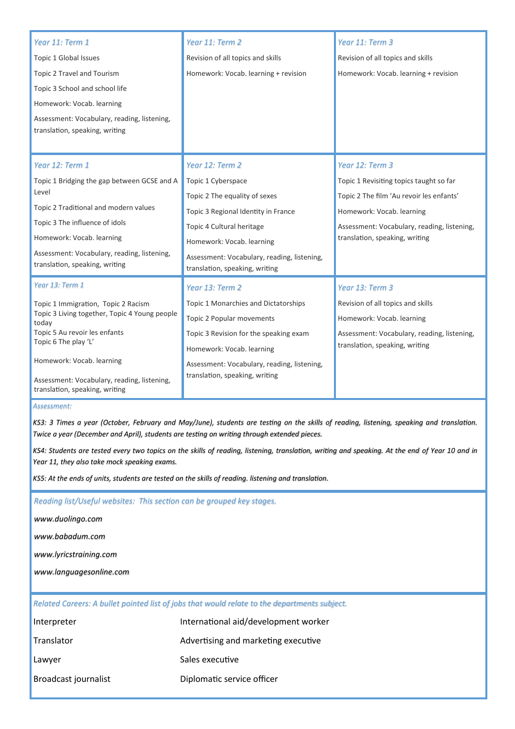| | | |
|---|---|---|
| *Year 11: Term 1*<br>Topic 1 Global Issues<br>Topic 2 Travel and Tourism<br>Topic 3 School and school life<br>Homework: Vocab. learning<br>Assessment: Vocabulary, reading, listening, translation, speaking, writing | *Year 11: Term 2*<br>Revision of all topics and skills<br>Homework: Vocab. learning + revision | *Year 11: Term 3*<br>Revision of all topics and skills<br>Homework: Vocab. learning + revision |
| *Year 12: Term 1*<br>Topic 1 Bridging the gap between GCSE and A Level<br>Topic 2 Traditional and modern values<br>Topic 3 The influence of idols<br>Homework: Vocab. learning<br>Assessment: Vocabulary, reading, listening, translation, speaking, writing | *Year 12: Term 2*<br>Topic 1 Cyberspace<br>Topic 2 The equality of sexes<br>Topic 3 Regional Identity in France<br>Topic 4 Cultural heritage<br>Homework: Vocab. learning<br>Assessment: Vocabulary, reading, listening, translation, speaking, writing | *Year 12: Term 3*<br>Topic 1 Revisiting topics taught so far<br>Topic 2 The film 'Au revoir les enfants'<br>Homework: Vocab. learning<br>Assessment: Vocabulary, reading, listening, translation, speaking, writing |
| *Year 13: Term 1*<br>Topic 1 Immigration, Topic 2 Racism<br>Topic 3 Living together, Topic 4 Young people today<br>Topic 5 Au revoir les enfants<br>Topic 6 The play 'L'<br>Homework: Vocab. learning<br>Assessment: Vocabulary, reading, listening, translation, speaking, writing | *Year 13: Term 2*<br>Topic 1 Monarchies and Dictatorships<br>Topic 2 Popular movements<br>Topic 3 Revision for the speaking exam<br>Homework: Vocab. learning<br>Assessment: Vocabulary, reading, listening, translation, speaking, writing | *Year 13: Term 3*<br>Revision of all topics and skills<br>Homework: Vocab. learning<br>Assessment: Vocabulary, reading, listening, translation, speaking, writing |

*Assessment:*

*KS3: 3 Times a year (October, February and May/June), students are testing on the skills of reading, listening, speaking and translation. Twice a year (December and April), students are testing on writing through extended pieces.*

*KS4: Students are tested every two topics on the skills of reading, listening, translation, writing and speaking. At the end of Year 10 and in Year 11, they also take mock speaking exams.*

*KS5: At the ends of units, students are tested on the skills of reading. listening and translation.*

*Reading list/Useful websites: This section can be grouped key stages.*

*www.duolingo.com*

*www.babadum.com*

*www.lyricstraining.com*

*www.languagesonline.com*

*Related Careers: A bullet pointed list of jobs that would relate to the departments subject.*

| | |
|---|---|
| Interpreter | International aid/development worker |
| Translator | Advertising and marketing executive |
| Lawyer | Sales executive |
| Broadcast journalist | Diplomatic service officer |